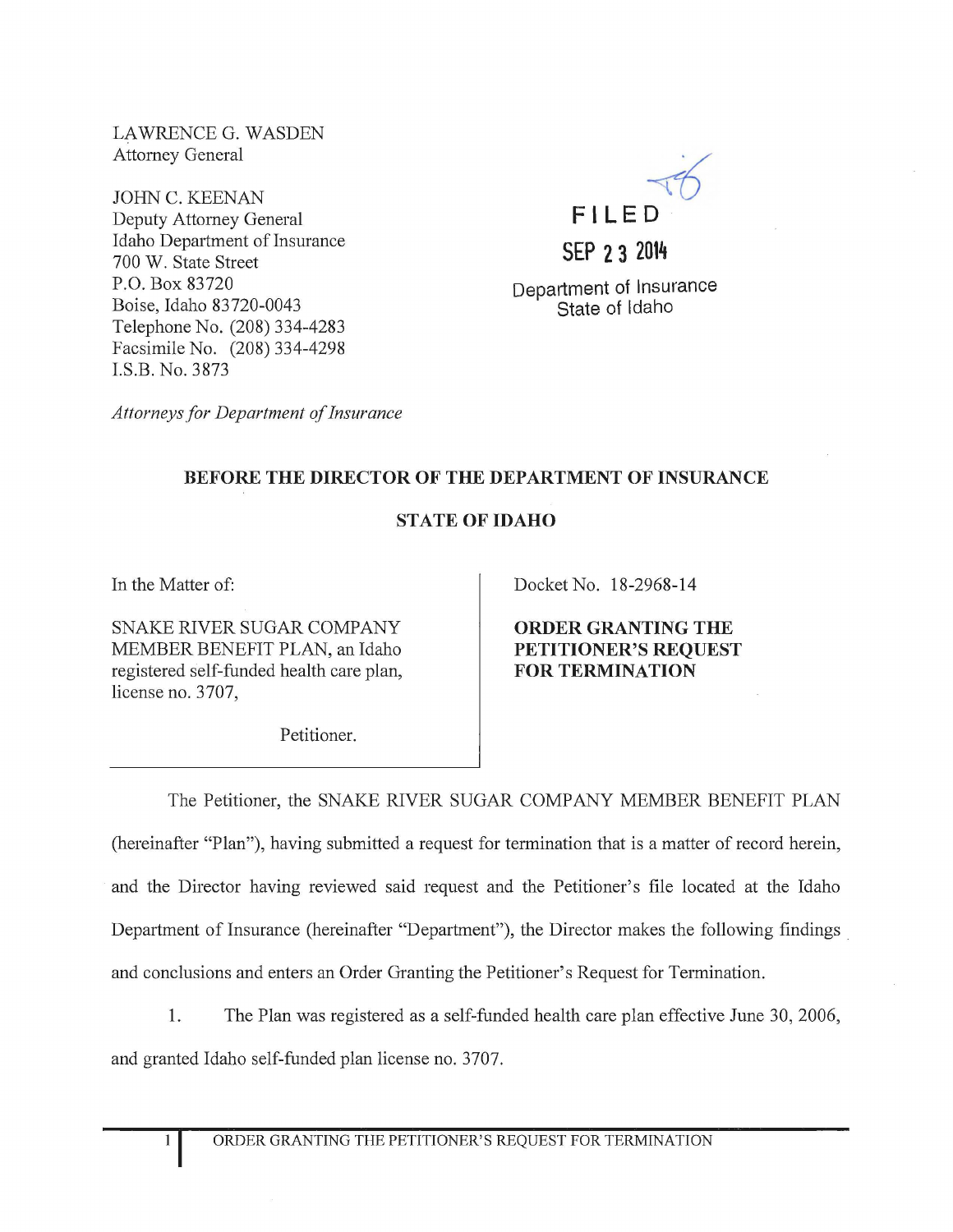LAWRENCE G. WASDEN
Attorney General

JOHN C. KEENAN
Deputy Attorney General
Idaho Department of Insurance
700 W. State Street
P.O. Box 83720
Boise, Idaho 83720-0043
Telephone No. (208) 334-4283
Facsimile No. (208) 334-4298
I.S.B. No. 3873

*Attorneys for Department of Insurance*

FILED
SEP 23 2014
Department of Insurance
State of Idaho

**BEFORE THE DIRECTOR OF THE DEPARTMENT OF INSURANCE**

**STATE OF IDAHO**

| | |
|---|---|
| In the Matter of: <br><br> SNAKE RIVER SUGAR COMPANY MEMBER BENEFIT PLAN, an Idaho registered self-funded health care plan, license no. 3707, <br><br> Petitioner. | Docket No. 18-2968-14 <br><br> **ORDER GRANTING THE PETITIONER'S REQUEST FOR TERMINATION** |

The Petitioner, the SNAKE RIVER SUGAR COMPANY MEMBER BENEFIT PLAN (hereinafter "Plan"), having submitted a request for termination that is a matter of record herein, and the Director having reviewed said request and the Petitioner's file located at the Idaho Department of Insurance (hereinafter "Department"), the Director makes the following findings and conclusions and enters an Order Granting the Petitioner's Request for Termination.

1. The Plan was registered as a self-funded health care plan effective June 30, 2006, and granted Idaho self-funded plan license no. 3707.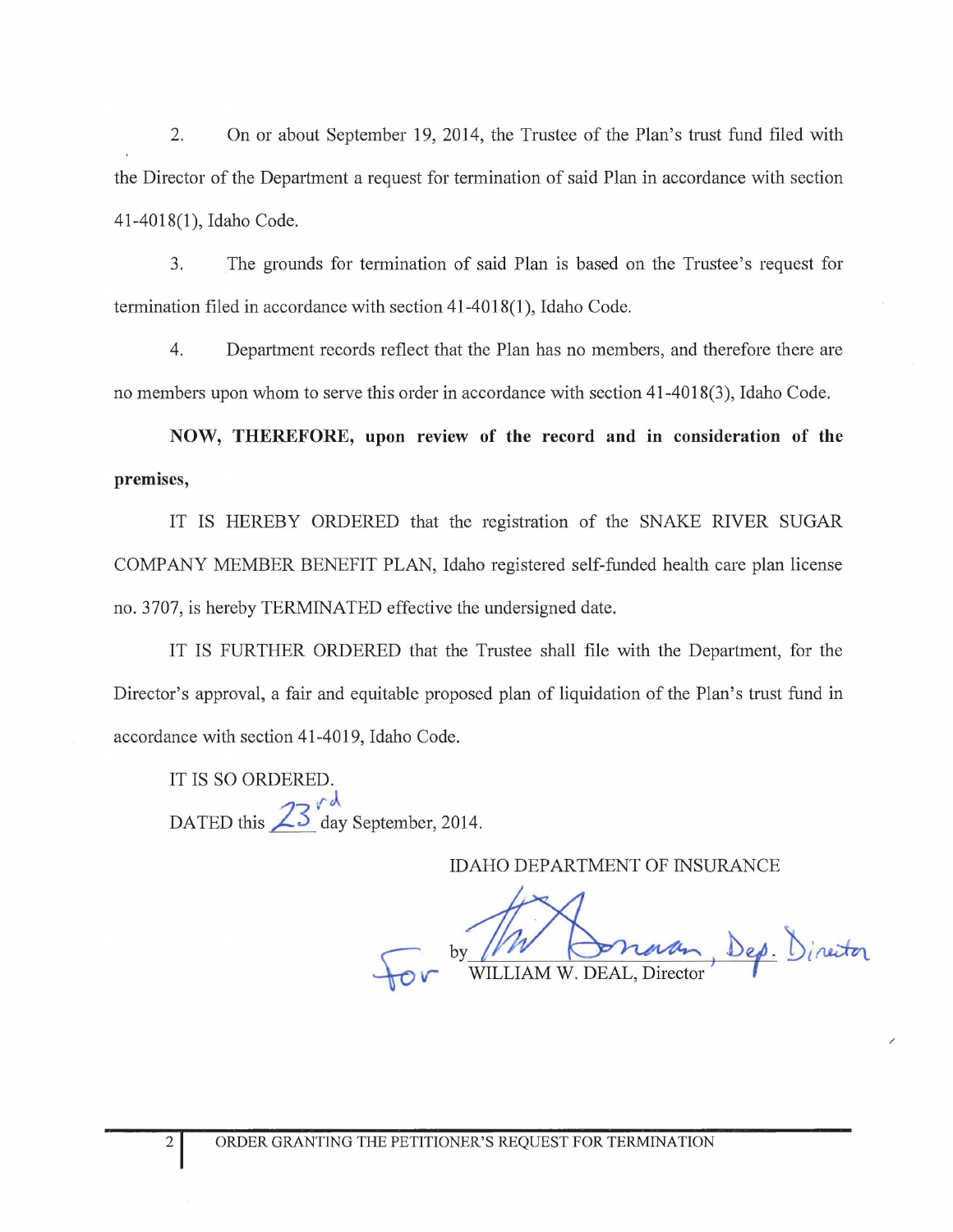2. On or about September 19, 2014, the Trustee of the Plan's trust fund filed with the Director of the Department a request for termination of said Plan in accordance with section 41-4018(1), Idaho Code.

3. The grounds for termination of said Plan is based on the Trustee's request for termination filed in accordance with section 41-4018(1), Idaho Code.

4. Department records reflect that the Plan has no members, and therefore there are no members upon whom to serve this order in accordance with section 41-4018(3), Idaho Code.

**NOW, THEREFORE, upon review of the record and in consideration of the premises,**

IT IS HEREBY ORDERED that the registration of the SNAKE RIVER SUGAR COMPANY MEMBER BENEFIT PLAN, Idaho registered self-funded health care plan license no. 3707, is hereby TERMINATED effective the undersigned date.

IT IS FURTHER ORDERED that the Trustee shall file with the Department, for the Director's approval, a fair and equitable proposed plan of liquidation of the Plan's trust fund in accordance with section 41-4019, Idaho Code.

IT IS SO ORDERED.

DATED this 23rd day September, 2014.

IDAHO DEPARTMENT OF INSURANCE

For by Tom Donovan, Dep. Director
WILLIAM W. DEAL, Director

ORDER GRANTING THE PETITIONER'S REQUEST FOR TERMINATION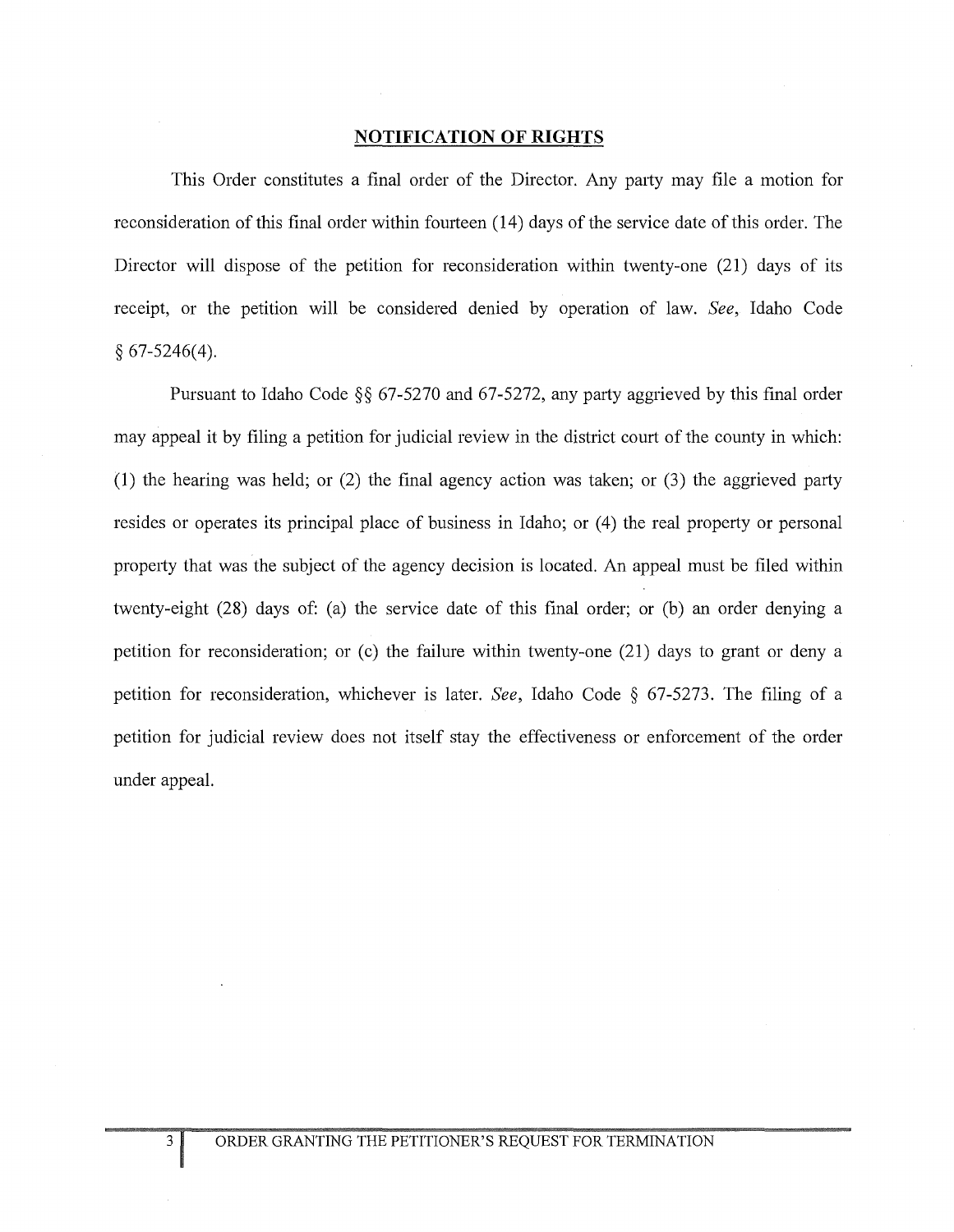**NOTIFICATION OF RIGHTS**

This Order constitutes a final order of the Director. Any party may file a motion for reconsideration of this final order within fourteen (14) days of the service date of this order. The Director will dispose of the petition for reconsideration within twenty-one (21) days of its receipt, or the petition will be considered denied by operation of law. *See*, Idaho Code § 67-5246(4).

Pursuant to Idaho Code §§ 67-5270 and 67-5272, any party aggrieved by this final order may appeal it by filing a petition for judicial review in the district court of the county in which: (1) the hearing was held; or (2) the final agency action was taken; or (3) the aggrieved party resides or operates its principal place of business in Idaho; or (4) the real property or personal property that was the subject of the agency decision is located. An appeal must be filed within twenty-eight (28) days of: (a) the service date of this final order; or (b) an order denying a petition for reconsideration; or (c) the failure within twenty-one (21) days to grant or deny a petition for reconsideration, whichever is later. *See*, Idaho Code § 67-5273. The filing of a petition for judicial review does not itself stay the effectiveness or enforcement of the order under appeal.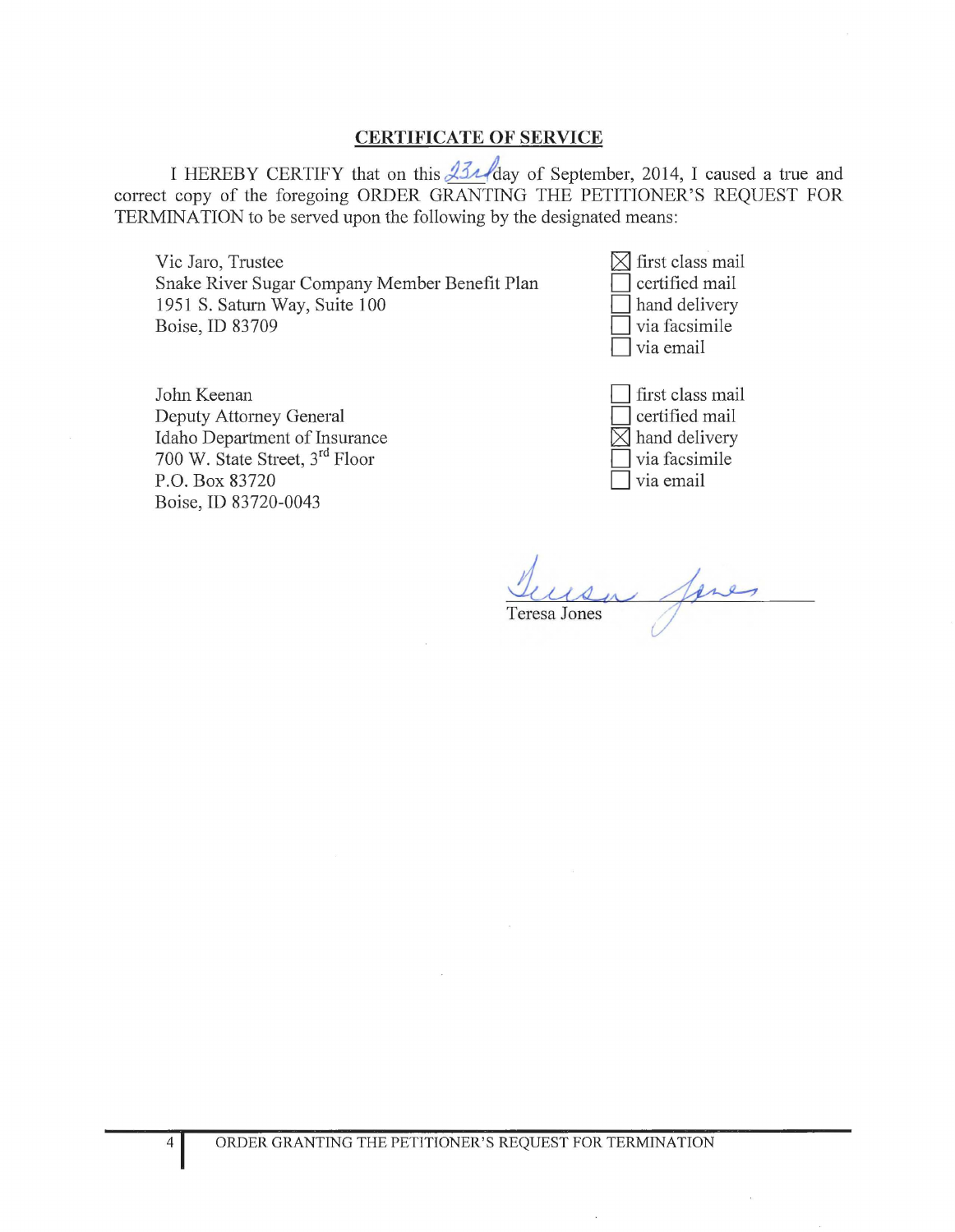## CERTIFICATE OF SERVICE

I HEREBY CERTIFY that on this 23rd day of September, 2014, I caused a true and correct copy of the foregoing ORDER GRANTING THE PETITIONER'S REQUEST FOR TERMINATION to be served upon the following by the designated means:

Vic Jaro, Trustee
Snake River Sugar Company Member Benefit Plan
1951 S. Saturn Way, Suite 100
Boise, ID 83709

- [x] first class mail
- [ ] certified mail
- [ ] hand delivery
- [ ] via facsimile
- [ ] via email

John Keenan
Deputy Attorney General
Idaho Department of Insurance
700 W. State Street, 3rd Floor
P.O. Box 83720
Boise, ID 83720-0043

- [ ] first class mail
- [ ] certified mail
- [x] hand delivery
- [ ] via facsimile
- [ ] via email

Teresa Jones